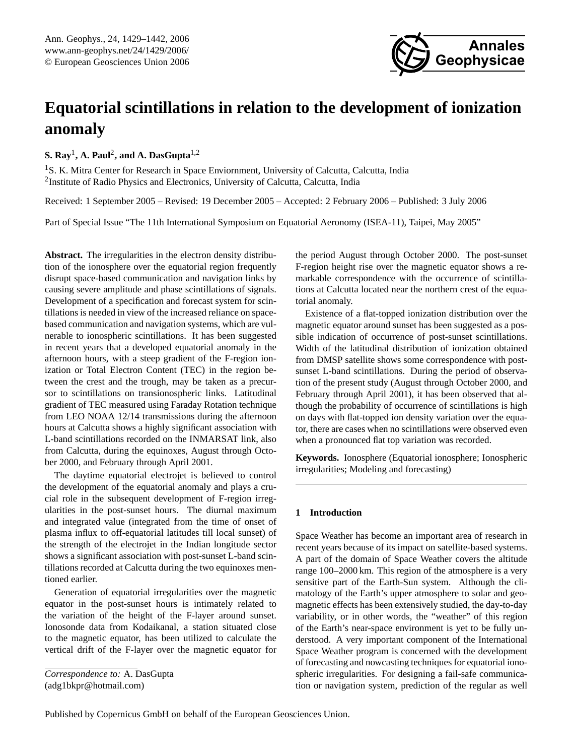# Equatorial scintillations in relation to the development of ionization anomaly

**S. Ray**[1], **A. Paul**[2], **and A. DasGupta**[1,2]

[1]S. K. Mitra Center for Research in Space Enviornment, University of Calcutta, Calcutta, India
[2]Institute of Radio Physics and Electronics, University of Calcutta, Calcutta, India

Received: 1 September 2005 – Revised: 19 December 2005 – Accepted: 2 February 2006 – Published: 3 July 2006

Part of Special Issue "The 11th International Symposium on Equatorial Aeronomy (ISEA-11), Taipei, May 2005"

**Abstract.** The irregularities in the electron density distribution of the ionosphere over the equatorial region frequently disrupt space-based communication and navigation links by causing severe amplitude and phase scintillations of signals. Development of a specification and forecast system for scintillations is needed in view of the increased reliance on space-based communication and navigation systems, which are vulnerable to ionospheric scintillations. It has been suggested in recent years that a developed equatorial anomaly in the afternoon hours, with a steep gradient of the F-region ionization or Total Electron Content (TEC) in the region between the crest and the trough, may be taken as a precursor to scintillations on transionospheric links. Latitudinal gradient of TEC measured using Faraday Rotation technique from LEO NOAA 12/14 transmissions during the afternoon hours at Calcutta shows a highly significant association with L-band scintillations recorded on the INMARSAT link, also from Calcutta, during the equinoxes, August through October 2000, and February through April 2001.

The daytime equatorial electrojet is believed to control the development of the equatorial anomaly and plays a crucial role in the subsequent development of F-region irregularities in the post-sunset hours. The diurnal maximum and integrated value (integrated from the time of onset of plasma influx to off-equatorial latitudes till local sunset) of the strength of the electrojet in the Indian longitude sector shows a significant association with post-sunset L-band scintillations recorded at Calcutta during the two equinoxes mentioned earlier.

Generation of equatorial irregularities over the magnetic equator in the post-sunset hours is intimately related to the variation of the height of the F-layer around sunset. Ionosonde data from Kodaikanal, a station situated close to the magnetic equator, has been utilized to calculate the vertical drift of the F-layer over the magnetic equator for the period August through October 2000. The post-sunset F-region height rise over the magnetic equator shows a remarkable correspondence with the occurrence of scintillations at Calcutta located near the northern crest of the equatorial anomaly.

Existence of a flat-topped ionization distribution over the magnetic equator around sunset has been suggested as a possible indication of occurrence of post-sunset scintillations. Width of the latitudinal distribution of ionization obtained from DMSP satellite shows some correspondence with post-sunset L-band scintillations. During the period of observation of the present study (August through October 2000, and February through April 2001), it has been observed that although the probability of occurrence of scintillations is high on days with flat-topped ion density variation over the equator, there are cases when no scintillations were observed even when a pronounced flat top variation was recorded.

**Keywords.** Ionosphere (Equatorial ionosphere; Ionospheric irregularities; Modeling and forecasting)

*Correspondence to:* A. DasGupta
(adg1bkpr@hotmail.com)

## 1 Introduction

Space Weather has become an important area of research in recent years because of its impact on satellite-based systems. A part of the domain of Space Weather covers the altitude range 100–2000 km. This region of the atmosphere is a very sensitive part of the Earth-Sun system. Although the climatology of the Earth's upper atmosphere to solar and geomagnetic effects has been extensively studied, the day-to-day variability, or in other words, the "weather" of this region of the Earth's near-space environment is yet to be fully understood. A very important component of the International Space Weather program is concerned with the development of forecasting and nowcasting techniques for equatorial ionospheric irregularities. For designing a fail-safe communication or navigation system, prediction of the regular as well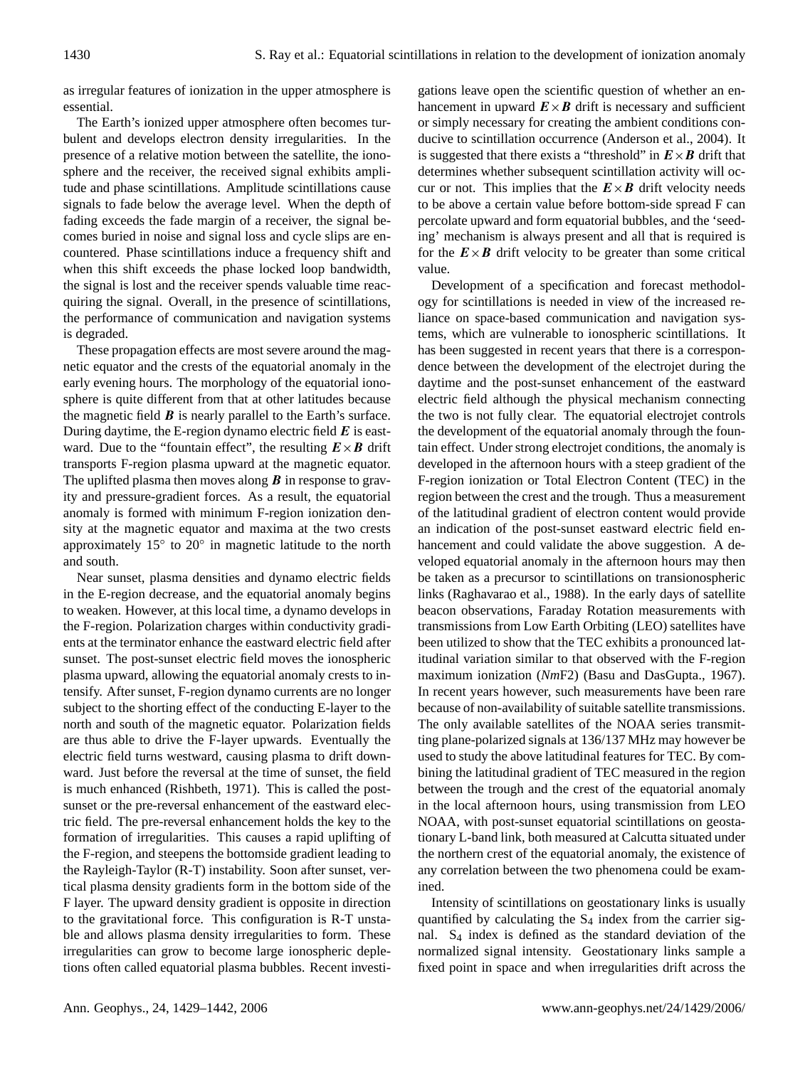as irregular features of ionization in the upper atmosphere is essential.

The Earth's ionized upper atmosphere often becomes turbulent and develops electron density irregularities. In the presence of a relative motion between the satellite, the ionosphere and the receiver, the received signal exhibits amplitude and phase scintillations. Amplitude scintillations cause signals to fade below the average level. When the depth of fading exceeds the fade margin of a receiver, the signal becomes buried in noise and signal loss and cycle slips are encountered. Phase scintillations induce a frequency shift and when this shift exceeds the phase locked loop bandwidth, the signal is lost and the receiver spends valuable time reacquiring the signal. Overall, in the presence of scintillations, the performance of communication and navigation systems is degraded.

These propagation effects are most severe around the magnetic equator and the crests of the equatorial anomaly in the early evening hours. The morphology of the equatorial ionosphere is quite different from that at other latitudes because the magnetic field $\boldsymbol{B}$ is nearly parallel to the Earth's surface. During daytime, the E-region dynamo electric field $\boldsymbol{E}$ is eastward. Due to the "fountain effect", the resulting $\boldsymbol{E}\times\boldsymbol{B}$ drift transports F-region plasma upward at the magnetic equator. The uplifted plasma then moves along $\boldsymbol{B}$ in response to gravity and pressure-gradient forces. As a result, the equatorial anomaly is formed with minimum F-region ionization density at the magnetic equator and maxima at the two crests approximately 15° to 20° in magnetic latitude to the north and south.

Near sunset, plasma densities and dynamo electric fields in the E-region decrease, and the equatorial anomaly begins to weaken. However, at this local time, a dynamo develops in the F-region. Polarization charges within conductivity gradients at the terminator enhance the eastward electric field after sunset. The post-sunset electric field moves the ionospheric plasma upward, allowing the equatorial anomaly crests to intensify. After sunset, F-region dynamo currents are no longer subject to the shorting effect of the conducting E-layer to the north and south of the magnetic equator. Polarization fields are thus able to drive the F-layer upwards. Eventually the electric field turns westward, causing plasma to drift downward. Just before the reversal at the time of sunset, the field is much enhanced (Rishbeth, 1971). This is called the post-sunset or the pre-reversal enhancement of the eastward electric field. The pre-reversal enhancement holds the key to the formation of irregularities. This causes a rapid uplifting of the F-region, and steepens the bottomside gradient leading to the Rayleigh-Taylor (R-T) instability. Soon after sunset, vertical plasma density gradients form in the bottom side of the F layer. The upward density gradient is opposite in direction to the gravitational force. This configuration is R-T unstable and allows plasma density irregularities to form. These irregularities can grow to become large ionospheric depletions often called equatorial plasma bubbles. Recent investigations leave open the scientific question of whether an enhancement in upward $\boldsymbol{E}\times\boldsymbol{B}$ drift is necessary and sufficient or simply necessary for creating the ambient conditions conducive to scintillation occurrence (Anderson et al., 2004). It is suggested that there exists a "threshold" in $\boldsymbol{E}\times\boldsymbol{B}$ drift that determines whether subsequent scintillation activity will occur or not. This implies that the $\boldsymbol{E}\times\boldsymbol{B}$ drift velocity needs to be above a certain value before bottom-side spread F can percolate upward and form equatorial bubbles, and the 'seeding' mechanism is always present and all that is required is for the $\boldsymbol{E}\times\boldsymbol{B}$ drift velocity to be greater than some critical value.

Development of a specification and forecast methodology for scintillations is needed in view of the increased reliance on space-based communication and navigation systems, which are vulnerable to ionospheric scintillations. It has been suggested in recent years that there is a correspondence between the development of the electrojet during the daytime and the post-sunset enhancement of the eastward electric field although the physical mechanism connecting the two is not fully clear. The equatorial electrojet controls the development of the equatorial anomaly through the fountain effect. Under strong electrojet conditions, the anomaly is developed in the afternoon hours with a steep gradient of the F-region ionization or Total Electron Content (TEC) in the region between the crest and the trough. Thus a measurement of the latitudinal gradient of electron content would provide an indication of the post-sunset eastward electric field enhancement and could validate the above suggestion. A developed equatorial anomaly in the afternoon hours may then be taken as a precursor to scintillations on transionospheric links (Raghavarao et al., 1988). In the early days of satellite beacon observations, Faraday Rotation measurements with transmissions from Low Earth Orbiting (LEO) satellites have been utilized to show that the TEC exhibits a pronounced latitudinal variation similar to that observed with the F-region maximum ionization (*Nm*F2) (Basu and DasGupta., 1967). In recent years however, such measurements have been rare because of non-availability of suitable satellite transmissions. The only available satellites of the NOAA series transmitting plane-polarized signals at 136/137 MHz may however be used to study the above latitudinal features for TEC. By combining the latitudinal gradient of TEC measured in the region between the trough and the crest of the equatorial anomaly in the local afternoon hours, using transmission from LEO NOAA, with post-sunset equatorial scintillations on geostationary L-band link, both measured at Calcutta situated under the northern crest of the equatorial anomaly, the existence of any correlation between the two phenomena could be examined.

Intensity of scintillations on geostationary links is usually quantified by calculating the $S_4$ index from the carrier signal. $S_4$ index is defined as the standard deviation of the normalized signal intensity. Geostationary links sample a fixed point in space and when irregularities drift across the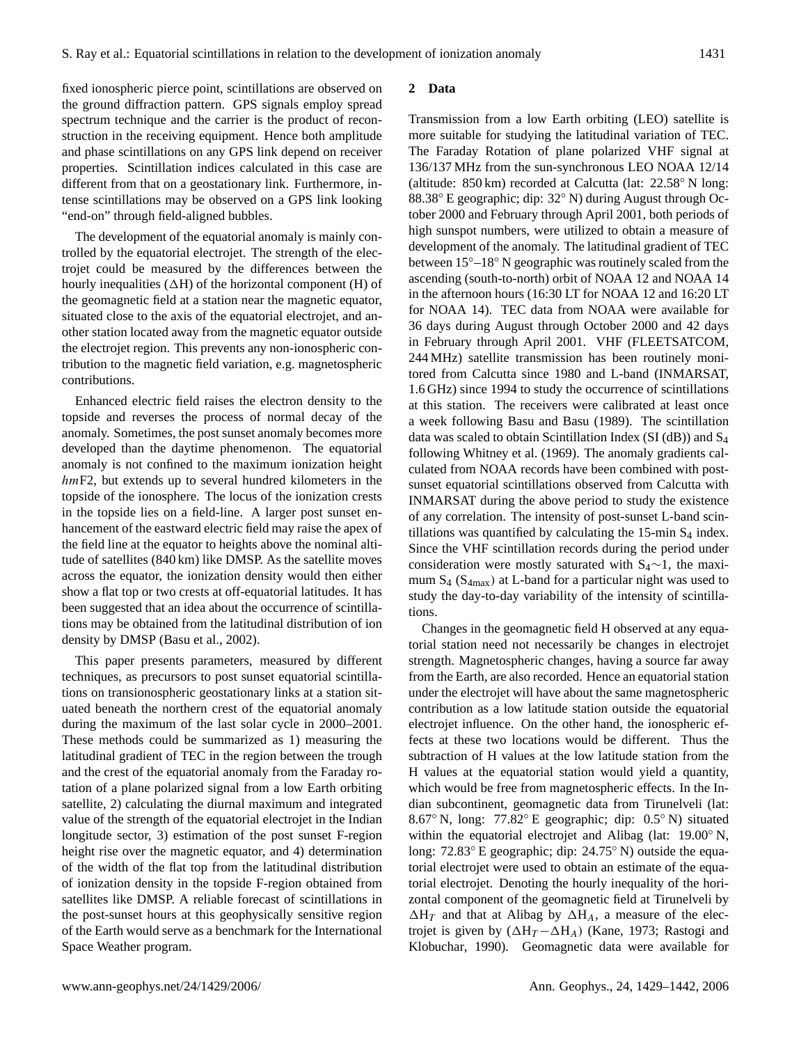fixed ionospheric pierce point, scintillations are observed on the ground diffraction pattern. GPS signals employ spread spectrum technique and the carrier is the product of reconstruction in the receiving equipment. Hence both amplitude and phase scintillations on any GPS link depend on receiver properties. Scintillation indices calculated in this case are different from that on a geostationary link. Furthermore, intense scintillations may be observed on a GPS link looking "end-on" through field-aligned bubbles.

The development of the equatorial anomaly is mainly controlled by the equatorial electrojet. The strength of the electrojet could be measured by the differences between the hourly inequalities (ΔH) of the horizontal component (H) of the geomagnetic field at a station near the magnetic equator, situated close to the axis of the equatorial electrojet, and another station located away from the magnetic equator outside the electrojet region. This prevents any non-ionospheric contribution to the magnetic field variation, e.g. magnetospheric contributions.

Enhanced electric field raises the electron density to the topside and reverses the process of normal decay of the anomaly. Sometimes, the post sunset anomaly becomes more developed than the daytime phenomenon. The equatorial anomaly is not confined to the maximum ionization height *hm*F2, but extends up to several hundred kilometers in the topside of the ionosphere. The locus of the ionization crests in the topside lies on a field-line. A larger post sunset enhancement of the eastward electric field may raise the apex of the field line at the equator to heights above the nominal altitude of satellites (840 km) like DMSP. As the satellite moves across the equator, the ionization density would then either show a flat top or two crests at off-equatorial latitudes. It has been suggested that an idea about the occurrence of scintillations may be obtained from the latitudinal distribution of ion density by DMSP (Basu et al., 2002).

This paper presents parameters, measured by different techniques, as precursors to post sunset equatorial scintillations on transionospheric geostationary links at a station situated beneath the northern crest of the equatorial anomaly during the maximum of the last solar cycle in 2000–2001. These methods could be summarized as 1) measuring the latitudinal gradient of TEC in the region between the trough and the crest of the equatorial anomaly from the Faraday rotation of a plane polarized signal from a low Earth orbiting satellite, 2) calculating the diurnal maximum and integrated value of the strength of the equatorial electrojet in the Indian longitude sector, 3) estimation of the post sunset F-region height rise over the magnetic equator, and 4) determination of the width of the flat top from the latitudinal distribution of ionization density in the topside F-region obtained from satellites like DMSP. A reliable forecast of scintillations in the post-sunset hours at this geophysically sensitive region of the Earth would serve as a benchmark for the International Space Weather program.

## 2 Data

Transmission from a low Earth orbiting (LEO) satellite is more suitable for studying the latitudinal variation of TEC. The Faraday Rotation of plane polarized VHF signal at 136/137 MHz from the sun-synchronous LEO NOAA 12/14 (altitude: 850 km) recorded at Calcutta (lat: 22.58° N long: 88.38° E geographic; dip: 32° N) during August through October 2000 and February through April 2001, both periods of high sunspot numbers, were utilized to obtain a measure of development of the anomaly. The latitudinal gradient of TEC between 15°–18° N geographic was routinely scaled from the ascending (south-to-north) orbit of NOAA 12 and NOAA 14 in the afternoon hours (16:30 LT for NOAA 12 and 16:20 LT for NOAA 14). TEC data from NOAA were available for 36 days during August through October 2000 and 42 days in February through April 2001. VHF (FLEETSATCOM, 244 MHz) satellite transmission has been routinely monitored from Calcutta since 1980 and L-band (INMARSAT, 1.6 GHz) since 1994 to study the occurrence of scintillations at this station. The receivers were calibrated at least once a week following Basu and Basu (1989). The scintillation data was scaled to obtain Scintillation Index (SI (dB)) and $S_4$ following Whitney et al. (1969). The anomaly gradients calculated from NOAA records have been combined with post-sunset equatorial scintillations observed from Calcutta with INMARSAT during the above period to study the existence of any correlation. The intensity of post-sunset L-band scintillations was quantified by calculating the 15-min $S_4$ index. Since the VHF scintillation records during the period under consideration were mostly saturated with $S_4 \sim 1$, the maximum $S_4$ ($S_{4max}$) at L-band for a particular night was used to study the day-to-day variability of the intensity of scintillations.

Changes in the geomagnetic field H observed at any equatorial station need not necessarily be changes in electrojet strength. Magnetospheric changes, having a source far away from the Earth, are also recorded. Hence an equatorial station under the electrojet will have about the same magnetospheric contribution as a low latitude station outside the equatorial electrojet influence. On the other hand, the ionospheric effects at these two locations would be different. Thus the subtraction of H values at the low latitude station from the H values at the equatorial station would yield a quantity, which would be free from magnetospheric effects. In the Indian subcontinent, geomagnetic data from Tirunelveli (lat: 8.67° N, long: 77.82° E geographic; dip: 0.5° N) situated within the equatorial electrojet and Alibag (lat: 19.00° N, long: 72.83° E geographic; dip: 24.75° N) outside the equatorial electrojet were used to obtain an estimate of the equatorial electrojet. Denoting the hourly inequality of the horizontal component of the geomagnetic field at Tirunelveli by $\Delta H_T$ and that at Alibag by $\Delta H_A$, a measure of the electrojet is given by ($\Delta H_T - \Delta H_A$) (Kane, 1973; Rastogi and Klobuchar, 1990). Geomagnetic data were available for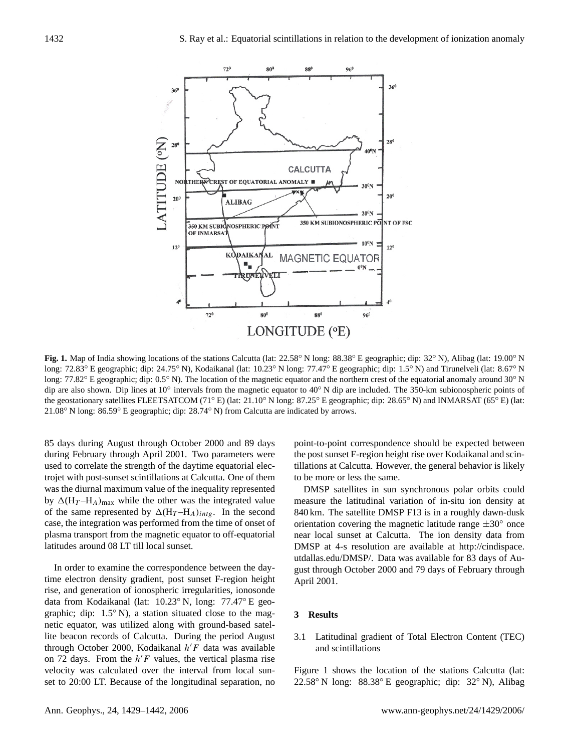**Fig. 1.** Map of India showing locations of the stations Calcutta (lat: 22.58° N long: 88.38° E geographic; dip: 32° N), Alibag (lat: 19.00° N long: 72.83° E geographic; dip: 24.75° N), Kodaikanal (lat: 10.23° N long: 77.47° E geographic; dip: 1.5° N) and Tirunelveli (lat: 8.67° N long: 77.82° E geographic; dip: 0.5° N). The location of the magnetic equator and the northern crest of the equatorial anomaly around 30° N dip are also shown. Dip lines at 10° intervals from the magnetic equator to 40° N dip are included. The 350-km subionospheric points of the geostationary satellites FLEETSATCOM (71° E) (lat: 21.10° N long: 87.25° E geographic; dip: 28.65° N) and INMARSAT (65° E) (lat: 21.08° N long: 86.59° E geographic; dip: 28.74° N) from Calcutta are indicated by arrows.

85 days during August through October 2000 and 89 days during February through April 2001. Two parameters were used to correlate the strength of the daytime equatorial electrojet with post-sunset scintillations at Calcutta. One of them was the diurnal maximum value of the inequality represented by $\Delta(H_T - H_A)_{\max}$ while the other was the integrated value of the same represented by $\Delta(H_T - H_A)_{intg}$. In the second case, the integration was performed from the time of onset of plasma transport from the magnetic equator to off-equatorial latitudes around 08 LT till local sunset.

In order to examine the correspondence between the daytime electron density gradient, post sunset F-region height rise, and generation of ionospheric irregularities, ionosonde data from Kodaikanal (lat: 10.23° N, long: 77.47° E geographic; dip: 1.5° N), a station situated close to the magnetic equator, was utilized along with ground-based satellite beacon records of Calcutta. During the period August through October 2000, Kodaikanal $h'F$ data was available on 72 days. From the $h'F$ values, the vertical plasma rise velocity was calculated over the interval from local sunset to 20:00 LT. Because of the longitudinal separation, no point-to-point correspondence should be expected between the post sunset F-region height rise over Kodaikanal and scintillations at Calcutta. However, the general behavior is likely to be more or less the same.

DMSP satellites in sun synchronous polar orbits could measure the latitudinal variation of in-situ ion density at 840 km. The satellite DMSP F13 is in a roughly dawn-dusk orientation covering the magnetic latitude range ±30° once near local sunset at Calcutta. The ion density data from DMSP at 4-s resolution are available at http://cindispace.utdallas.edu/DMSP/. Data was available for 83 days of August through October 2000 and 79 days of February through April 2001.

## 3 Results

### 3.1 Latitudinal gradient of Total Electron Content (TEC) and scintillations

Figure 1 shows the location of the stations Calcutta (lat: 22.58° N long: 88.38° E geographic; dip: 32° N), Alibag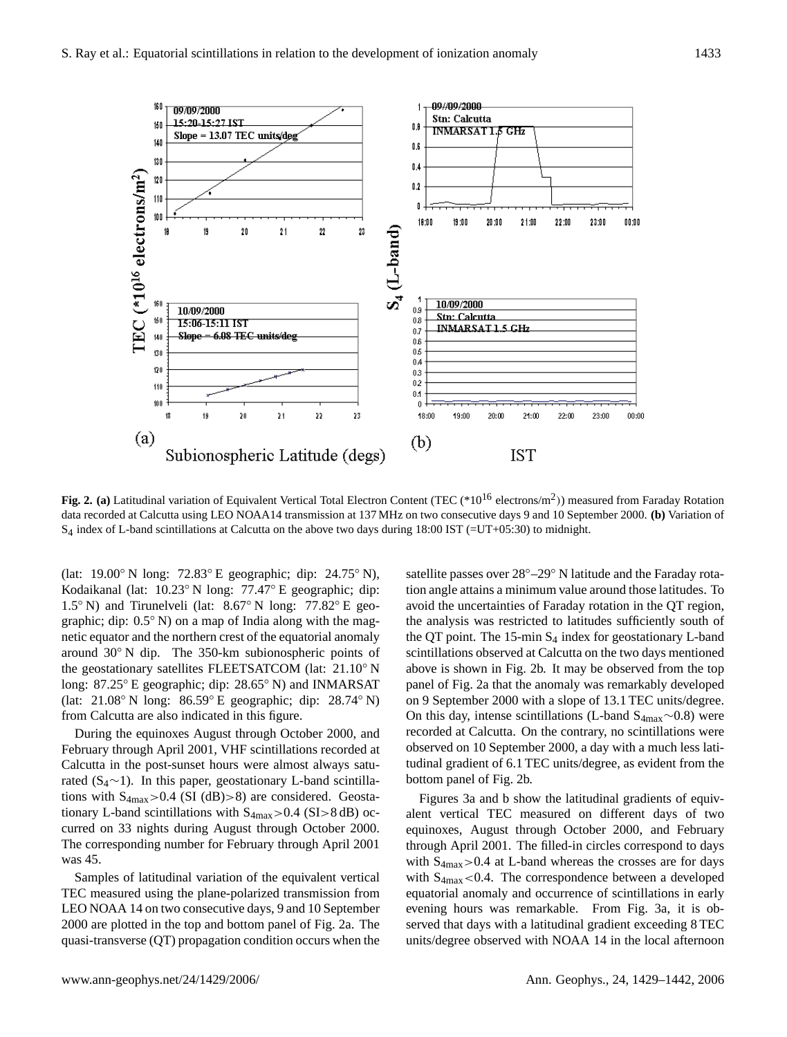**Fig. 2. (a)** Latitudinal variation of Equivalent Vertical Total Electron Content (TEC (*$10^{16}$ electrons/$m^2$)) measured from Faraday Rotation data recorded at Calcutta using LEO NOAA14 transmission at 137 MHz on two consecutive days 9 and 10 September 2000. **(b)** Variation of $S_4$ index of L-band scintillations at Calcutta on the above two days during 18:00 IST (=UT+05:30) to midnight.

(lat: 19.00° N long: 72.83° E geographic; dip: 24.75° N), Kodaikanal (lat: 10.23° N long: 77.47° E geographic; dip: 1.5° N) and Tirunelveli (lat: 8.67° N long: 77.82° E geographic; dip: 0.5° N) on a map of India along with the magnetic equator and the northern crest of the equatorial anomaly around 30° N dip. The 350-km subionospheric points of the geostationary satellites FLEETSATCOM (lat: 21.10° N long: 87.25° E geographic; dip: 28.65° N) and INMARSAT (lat: 21.08° N long: 86.59° E geographic; dip: 28.74° N) from Calcutta are also indicated in this figure.

During the equinoxes August through October 2000, and February through April 2001, VHF scintillations recorded at Calcutta in the post-sunset hours were almost always saturated ($S_4$~1). In this paper, geostationary L-band scintillations with $S_{4max}$>0.4 (SI (dB)>8) are considered. Geostationary L-band scintillations with $S_{4max}$>0.4 (SI>8 dB) occurred on 33 nights during August through October 2000. The corresponding number for February through April 2001 was 45.

Samples of latitudinal variation of the equivalent vertical TEC measured using the plane-polarized transmission from LEO NOAA 14 on two consecutive days, 9 and 10 September 2000 are plotted in the top and bottom panel of Fig. 2a. The quasi-transverse (QT) propagation condition occurs when the satellite passes over 28°–29° N latitude and the Faraday rotation angle attains a minimum value around those latitudes. To avoid the uncertainties of Faraday rotation in the QT region, the analysis was restricted to latitudes sufficiently south of the QT point. The 15-min $S_4$ index for geostationary L-band scintillations observed at Calcutta on the two days mentioned above is shown in Fig. 2b. It may be observed from the top panel of Fig. 2a that the anomaly was remarkably developed on 9 September 2000 with a slope of 13.1 TEC units/degree. On this day, intense scintillations (L-band $S_{4max}$~0.8) were recorded at Calcutta. On the contrary, no scintillations were observed on 10 September 2000, a day with a much less latitudinal gradient of 6.1 TEC units/degree, as evident from the bottom panel of Fig. 2b.

Figures 3a and b show the latitudinal gradients of equivalent vertical TEC measured on different days of two equinoxes, August through October 2000, and February through April 2001. The filled-in circles correspond to days with $S_{4max}$>0.4 at L-band whereas the crosses are for days with $S_{4max}$<0.4. The correspondence between a developed equatorial anomaly and occurrence of scintillations in early evening hours was remarkable. From Fig. 3a, it is observed that days with a latitudinal gradient exceeding 8 TEC units/degree observed with NOAA 14 in the local afternoon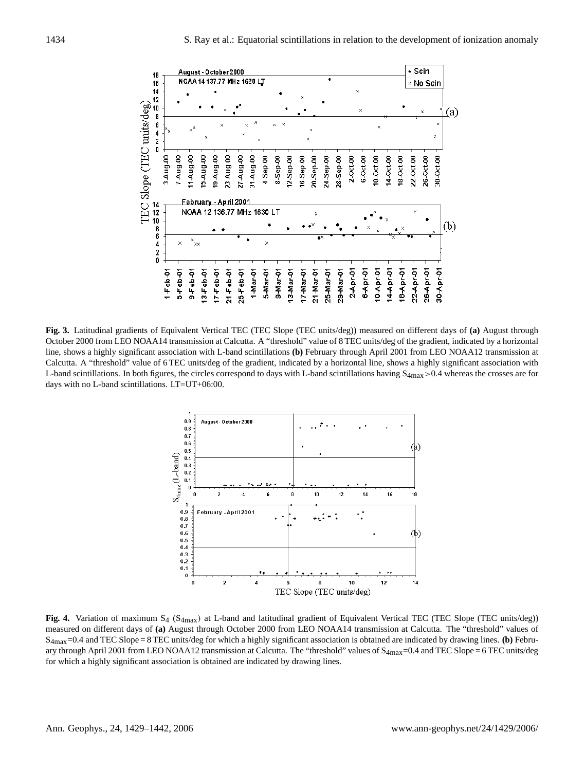**Fig. 3.** Latitudinal gradients of Equivalent Vertical TEC (TEC Slope (TEC units/deg)) measured on different days of **(a)** August through October 2000 from LEO NOAA14 transmission at Calcutta. A "threshold" value of 8 TEC units/deg of the gradient, indicated by a horizontal line, shows a highly significant association with L-band scintillations **(b)** February through April 2001 from LEO NOAA12 transmission at Calcutta. A "threshold" value of 6 TEC units/deg of the gradient, indicated by a horizontal line, shows a highly significant association with L-band scintillations. In both figures, the circles correspond to days with L-band scintillations having $S_{4max}>0.4$ whereas the crosses are for days with no L-band scintillations. LT=UT+06:00.

**Fig. 4.** Variation of maximum $S_4$ ($S_{4max}$) at L-band and latitudinal gradient of Equivalent Vertical TEC (TEC Slope (TEC units/deg)) measured on different days of **(a)** August through October 2000 from LEO NOAA14 transmission at Calcutta. The "threshold" values of $S_{4max}$=0.4 and TEC Slope = 8 TEC units/deg for which a highly significant association is obtained are indicated by drawing lines. **(b)** February through April 2001 from LEO NOAA12 transmission at Calcutta. The "threshold" values of $S_{4max}$=0.4 and TEC Slope = 6 TEC units/deg for which a highly significant association is obtained are indicated by drawing lines.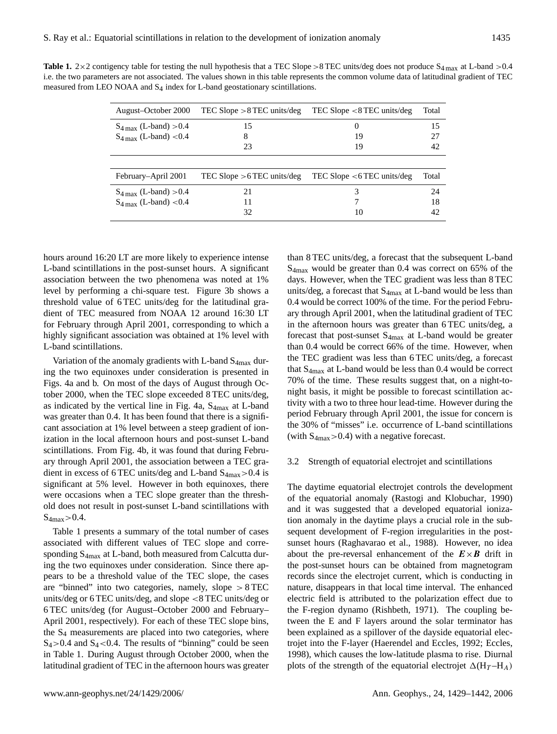**Table 1.** 2×2 contigency table for testing the null hypothesis that a TEC Slope >8 TEC units/deg does not produce $S_{4\,max}$ at L-band >0.4 i.e. the two parameters are not associated. The values shown in this table represents the common volume data of latitudinal gradient of TEC measured from LEO NOAA and $S_4$ index for L-band geostationary scintillations.

| August–October 2000 | TEC Slope >8 TEC units/deg | TEC Slope <8 TEC units/deg | Total |
|---|---|---|---|
| $S_{4\,max}$ (L-band) >0.4 | 15 | 0 | 15 |
| $S_{4\,max}$ (L-band) <0.4 | 8 | 19 | 27 |
| | 23 | 19 | 42 |

| February–April 2001 | TEC Slope >6 TEC units/deg | TEC Slope <6 TEC units/deg | Total |
|---|---|---|---|
| $S_{4\,max}$ (L-band) >0.4 | 21 | 3 | 24 |
| $S_{4\,max}$ (L-band) <0.4 | 11 | 7 | 18 |
| | 32 | 10 | 42 |

hours around 16:20 LT are more likely to experience intense L-band scintillations in the post-sunset hours. A significant association between the two phenomena was noted at 1% level by performing a chi-square test. Figure 3b shows a threshold value of 6 TEC units/deg for the latitudinal gradient of TEC measured from NOAA 12 around 16:30 LT for February through April 2001, corresponding to which a highly significant association was obtained at 1% level with L-band scintillations.

Variation of the anomaly gradients with L-band $S_{4max}$ during the two equinoxes under consideration is presented in Figs. 4a and b. On most of the days of August through October 2000, when the TEC slope exceeded 8 TEC units/deg, as indicated by the vertical line in Fig. 4a, $S_{4max}$ at L-band was greater than 0.4. It has been found that there is a significant association at 1% level between a steep gradient of ionization in the local afternoon hours and post-sunset L-band scintillations. From Fig. 4b, it was found that during February through April 2001, the association between a TEC gradient in excess of 6 TEC units/deg and L-band $S_{4max}$>0.4 is significant at 5% level. However in both equinoxes, there were occasions when a TEC slope greater than the threshold does not result in post-sunset L-band scintillations with $S_{4max}$>0.4.

Table 1 presents a summary of the total number of cases associated with different values of TEC slope and corresponding $S_{4max}$ at L-band, both measured from Calcutta during the two equinoxes under consideration. Since there appears to be a threshold value of the TEC slope, the cases are "binned" into two categories, namely, slope > 8 TEC units/deg or 6 TEC units/deg, and slope <8 TEC units/deg or 6 TEC units/deg (for August–October 2000 and February–April 2001, respectively). For each of these TEC slope bins, the $S_4$ measurements are placed into two categories, where $S_4$>0.4 and $S_4$<0.4. The results of "binning" could be seen in Table 1. During August through October 2000, when the latitudinal gradient of TEC in the afternoon hours was greater than 8 TEC units/deg, a forecast that the subsequent L-band $S_{4max}$ would be greater than 0.4 was correct on 65% of the days. However, when the TEC gradient was less than 8 TEC units/deg, a forecast that $S_{4max}$ at L-band would be less than 0.4 would be correct 100% of the time. For the period February through April 2001, when the latitudinal gradient of TEC in the afternoon hours was greater than 6 TEC units/deg, a forecast that post-sunset $S_{4max}$ at L-band would be greater than 0.4 would be correct 66% of the time. However, when the TEC gradient was less than 6 TEC units/deg, a forecast that $S_{4max}$ at L-band would be less than 0.4 would be correct 70% of the time. These results suggest that, on a night-to-night basis, it might be possible to forecast scintillation activity with a two to three hour lead-time. However during the period February through April 2001, the issue for concern is the 30% of "misses" i.e. occurrence of L-band scintillations (with $S_{4max}$>0.4) with a negative forecast.

### 3.2 Strength of equatorial electrojet and scintillations

The daytime equatorial electrojet controls the development of the equatorial anomaly (Rastogi and Klobuchar, 1990) and it was suggested that a developed equatorial ionization anomaly in the daytime plays a crucial role in the subsequent development of F-region irregularities in the post-sunset hours (Raghavarao et al., 1988). However, no idea about the pre-reversal enhancement of the $\boldsymbol{E}\times\boldsymbol{B}$ drift in the post-sunset hours can be obtained from magnetogram records since the electrojet current, which is conducting in nature, disappears in that local time interval. The enhanced electric field is attributed to the polarization effect due to the F-region dynamo (Rishbeth, 1971). The coupling between the E and F layers around the solar terminator has been explained as a spillover of the dayside equatorial electrojet into the F-layer (Haerendel and Eccles, 1992; Eccles, 1998), which causes the low-latitude plasma to rise. Diurnal plots of the strength of the equatorial electrojet $\Delta(H_T–H_A)$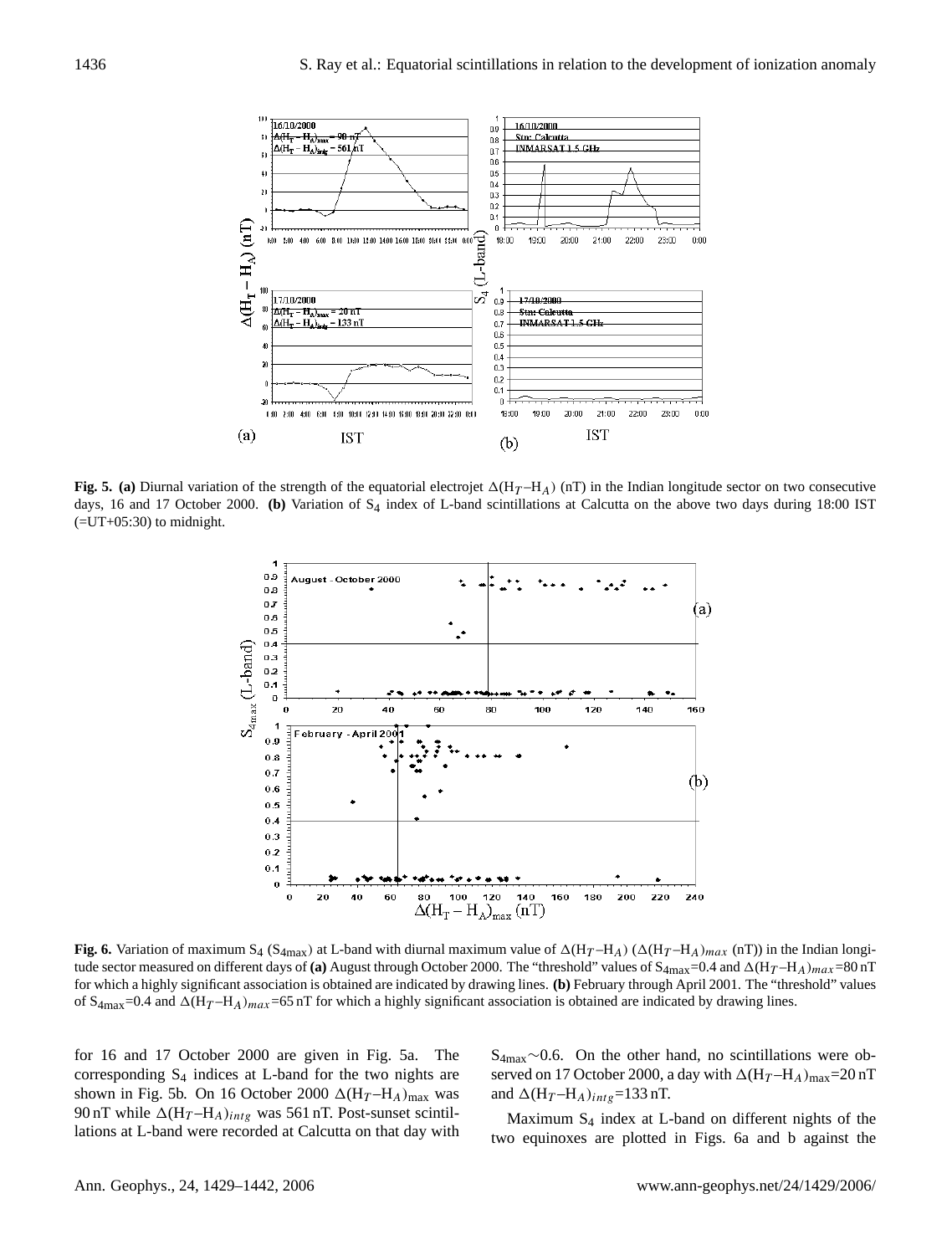**Fig. 5.** **(a)** Diurnal variation of the strength of the equatorial electrojet $\Delta(H_T - H_A)$ (nT) in the Indian longitude sector on two consecutive days, 16 and 17 October 2000. **(b)** Variation of $S_4$ index of L-band scintillations at Calcutta on the above two days during 18:00 IST (=UT+05:30) to midnight.

**Fig. 6.** Variation of maximum $S_4$ ($S_{4\max}$) at L-band with diurnal maximum value of $\Delta(H_T - H_A)$ ($\Delta(H_T - H_A)_{max}$ (nT)) in the Indian longitude sector measured on different days of **(a)** August through October 2000. The "threshold" values of $S_{4\max}$=0.4 and $\Delta(H_T - H_A)_{max}$=80 nT for which a highly significant association is obtained are indicated by drawing lines. **(b)** February through April 2001. The "threshold" values of $S_{4\max}$=0.4 and $\Delta(H_T - H_A)_{max}$=65 nT for which a highly significant association is obtained are indicated by drawing lines.

for 16 and 17 October 2000 are given in Fig. 5a. The corresponding $S_4$ indices at L-band for the two nights are shown in Fig. 5b. On 16 October 2000 $\Delta(H_T - H_A)_{\max}$ was 90 nT while $\Delta(H_T - H_A)_{intg}$ was 561 nT. Post-sunset scintillations at L-band were recorded at Calcutta on that day with $S_{4\max}$~0.6. On the other hand, no scintillations were observed on 17 October 2000, a day with $\Delta(H_T - H_A)_{\max}$=20 nT and $\Delta(H_T - H_A)_{intg}$=133 nT.

Maximum $S_4$ index at L-band on different nights of the two equinoxes are plotted in Figs. 6a and b against the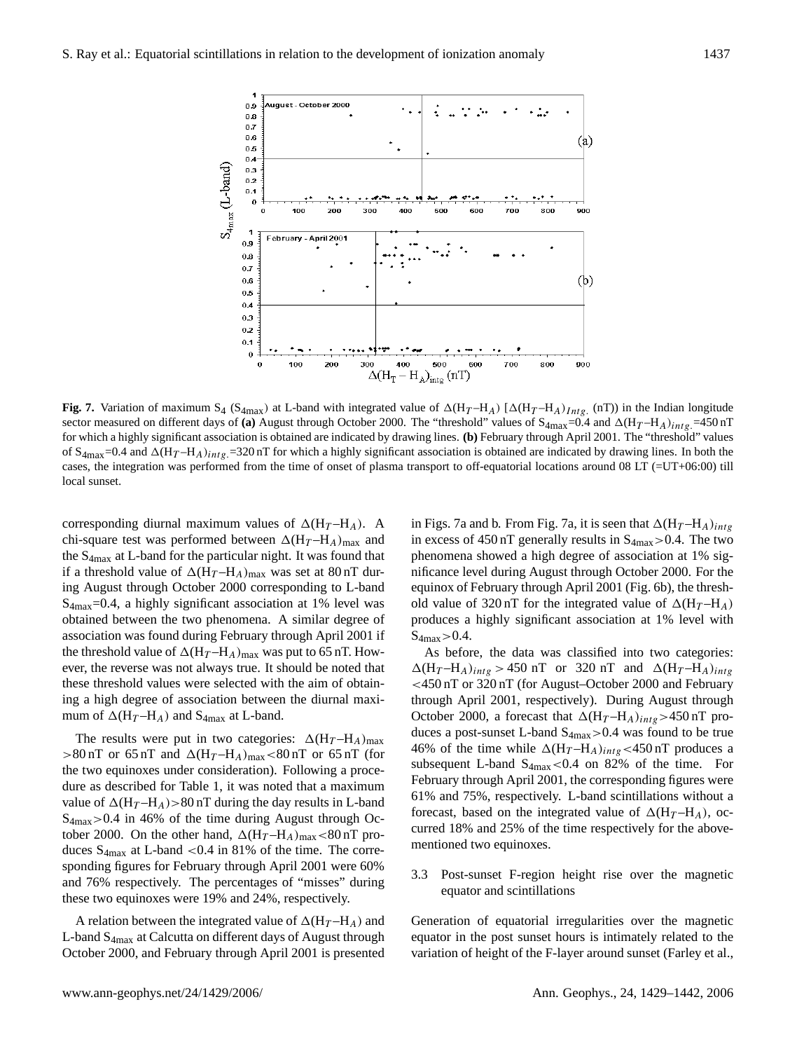**Fig. 7.** Variation of maximum $S_4$ ($S_{4\max}$) at L-band with integrated value of $\Delta(H_T-H_A)$ [$\Delta(H_T-H_A)_{Intg.}$ (nT)] in the Indian longitude sector measured on different days of **(a)** August through October 2000. The "threshold" values of $S_{4\max}$=0.4 and $\Delta(H_T-H_A)_{intg.}$=450 nT for which a highly significant association is obtained are indicated by drawing lines. **(b)** February through April 2001. The "threshold" values of $S_{4\max}$=0.4 and $\Delta(H_T-H_A)_{intg.}$=320 nT for which a highly significant association is obtained are indicated by drawing lines. In both the cases, the integration was performed from the time of onset of plasma transport to off-equatorial locations around 08 LT (=UT+06:00) till local sunset.

corresponding diurnal maximum values of $\Delta(H_T-H_A)$. A chi-square test was performed between $\Delta(H_T-H_A)_{\max}$ and the $S_{4\max}$ at L-band for the particular night. It was found that if a threshold value of $\Delta(H_T-H_A)_{\max}$ was set at 80 nT during August through October 2000 corresponding to L-band $S_{4\max}$=0.4, a highly significant association at 1% level was obtained between the two phenomena. A similar degree of association was found during February through April 2001 if the threshold value of $\Delta(H_T-H_A)_{\max}$ was put to 65 nT. However, the reverse was not always true. It should be noted that these threshold values were selected with the aim of obtaining a high degree of association between the diurnal maximum of $\Delta(H_T-H_A)$ and $S_{4\max}$ at L-band.

The results were put in two categories: $\Delta(H_T-H_A)_{\max}$ >80 nT or 65 nT and $\Delta(H_T-H_A)_{\max}$<80 nT or 65 nT (for the two equinoxes under consideration). Following a procedure as described for Table 1, it was noted that a maximum value of $\Delta(H_T-H_A)$>80 nT during the day results in L-band $S_{4\max}$>0.4 in 46% of the time during August through October 2000. On the other hand, $\Delta(H_T-H_A)_{\max}$<80 nT produces $S_{4\max}$ at L-band <0.4 in 81% of the time. The corresponding figures for February through April 2001 were 60% and 76% respectively. The percentages of "misses" during these two equinoxes were 19% and 24%, respectively.

A relation between the integrated value of $\Delta(H_T-H_A)$ and L-band $S_{4\max}$ at Calcutta on different days of August through October 2000, and February through April 2001 is presented in Figs. 7a and b. From Fig. 7a, it is seen that $\Delta(H_T-H_A)_{intg}$ in excess of 450 nT generally results in $S_{4\max}$>0.4. The two phenomena showed a high degree of association at 1% significance level during August through October 2000. For the equinox of February through April 2001 (Fig. 6b), the threshold value of 320 nT for the integrated value of $\Delta(H_T-H_A)$ produces a highly significant association at 1% level with $S_{4\max}$>0.4.

As before, the data was classified into two categories: $\Delta(H_T-H_A)_{intg}$ > 450 nT or 320 nT and $\Delta(H_T-H_A)_{intg}$ <450 nT or 320 nT (for August–October 2000 and February through April 2001, respectively). During August through October 2000, a forecast that $\Delta(H_T-H_A)_{intg}$>450 nT produces a post-sunset L-band $S_{4\max}$>0.4 was found to be true 46% of the time while $\Delta(H_T-H_A)_{intg}$<450 nT produces a subsequent L-band $S_{4\max}$<0.4 on 82% of the time. For February through April 2001, the corresponding figures were 61% and 75%, respectively. L-band scintillations without a forecast, based on the integrated value of $\Delta(H_T-H_A)$, occurred 18% and 25% of the time respectively for the above-mentioned two equinoxes.

### 3.3 Post-sunset F-region height rise over the magnetic equator and scintillations

Generation of equatorial irregularities over the magnetic equator in the post sunset hours is intimately related to the variation of height of the F-layer around sunset (Farley et al.,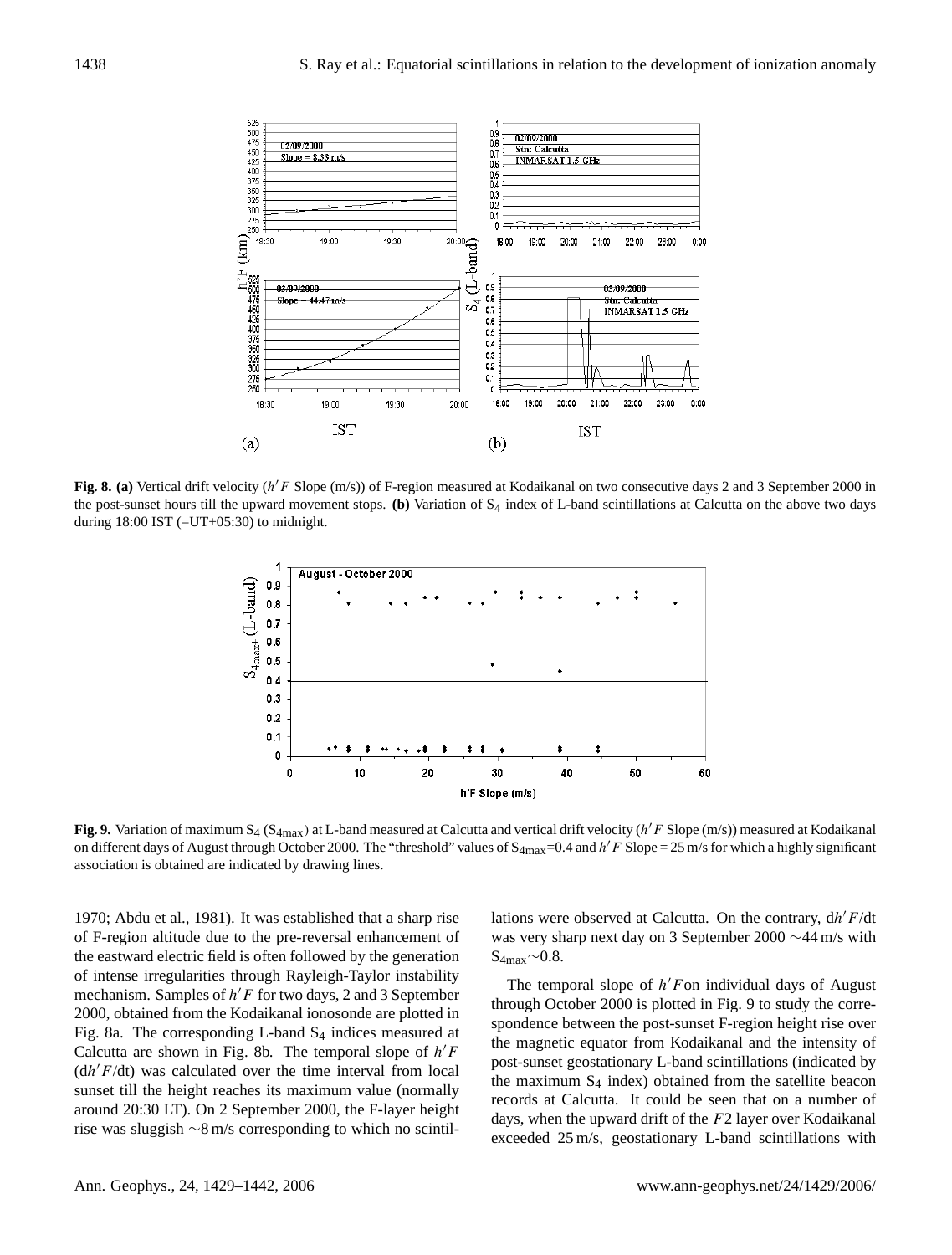**Fig. 8. (a)** Vertical drift velocity ($h'F$ Slope (m/s)) of F-region measured at Kodaikanal on two consecutive days 2 and 3 September 2000 in the post-sunset hours till the upward movement stops. **(b)** Variation of $S_4$ index of L-band scintillations at Calcutta on the above two days during 18:00 IST (=UT+05:30) to midnight.

**Fig. 9.** Variation of maximum $S_4$ ($S_{4max}$) at L-band measured at Calcutta and vertical drift velocity ($h'F$ Slope (m/s)) measured at Kodaikanal on different days of August through October 2000. The "threshold" values of $S_{4max}$=0.4 and $h'F$ Slope = 25 m/s for which a highly significant association is obtained are indicated by drawing lines.

1970; Abdu et al., 1981). It was established that a sharp rise of F-region altitude due to the pre-reversal enhancement of the eastward electric field is often followed by the generation of intense irregularities through Rayleigh-Taylor instability mechanism. Samples of $h'F$ for two days, 2 and 3 September 2000, obtained from the Kodaikanal ionosonde are plotted in Fig. 8a. The corresponding L-band $S_4$ indices measured at Calcutta are shown in Fig. 8b. The temporal slope of $h'F$ ($dh'F/dt$) was calculated over the time interval from local sunset till the height reaches its maximum value (normally around 20:30 LT). On 2 September 2000, the F-layer height rise was sluggish ∼8 m/s corresponding to which no scintillations were observed at Calcutta. On the contrary, $dh'F/dt$ was very sharp next day on 3 September 2000 ∼44 m/s with $S_{4max}$∼0.8.

The temporal slope of $h'F$ on individual days of August through October 2000 is plotted in Fig. 9 to study the correspondence between the post-sunset F-region height rise over the magnetic equator from Kodaikanal and the intensity of post-sunset geostationary L-band scintillations (indicated by the maximum $S_4$ index) obtained from the satellite beacon records at Calcutta. It could be seen that on a number of days, when the upward drift of the $F2$ layer over Kodaikanal exceeded 25 m/s, geostationary L-band scintillations with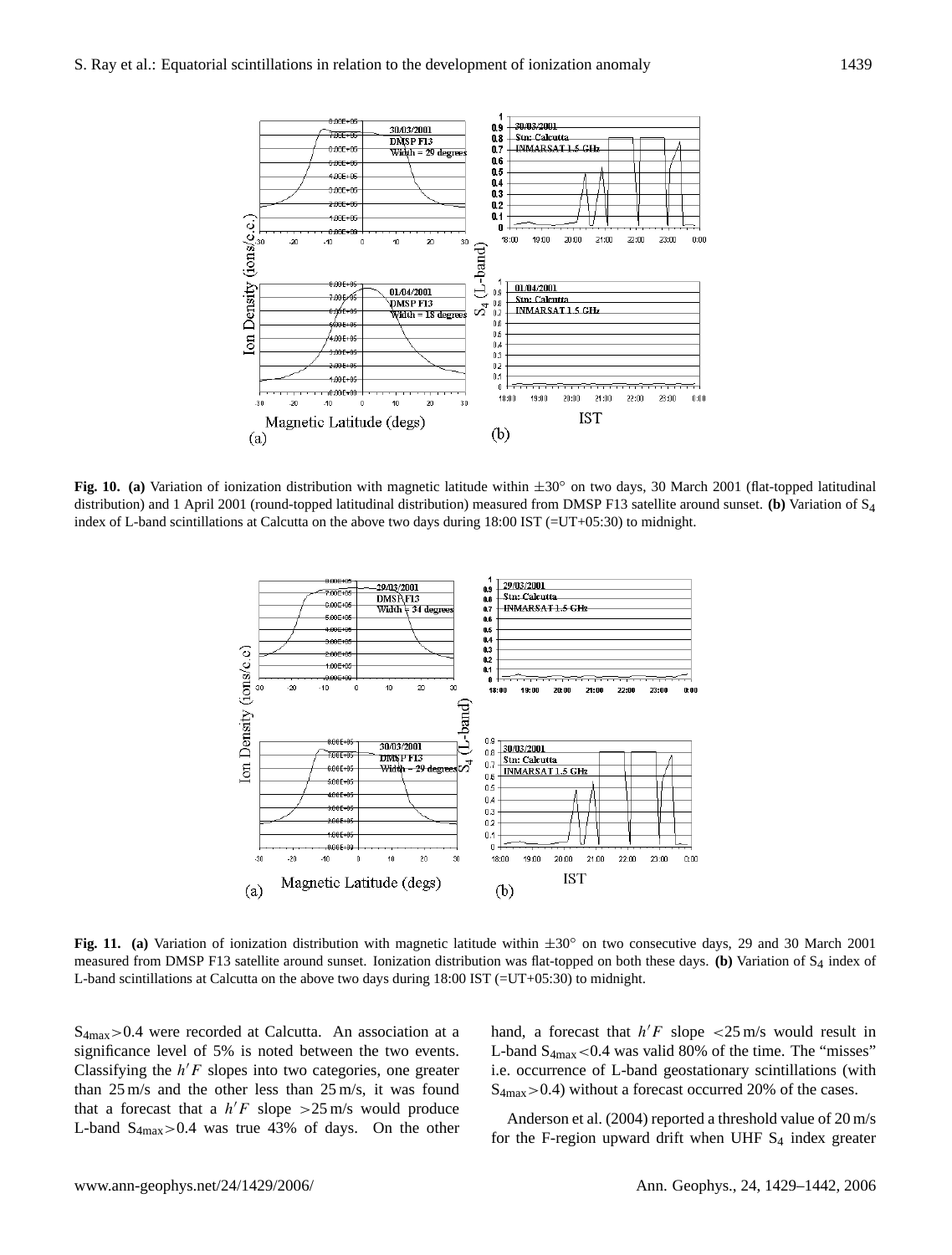**Fig. 10.** **(a)** Variation of ionization distribution with magnetic latitude within ±30° on two days, 30 March 2001 (flat-topped latitudinal distribution) and 1 April 2001 (round-topped latitudinal distribution) measured from DMSP F13 satellite around sunset. **(b)** Variation of $S_4$ index of L-band scintillations at Calcutta on the above two days during 18:00 IST (=UT+05:30) to midnight.

**Fig. 11.** **(a)** Variation of ionization distribution with magnetic latitude within ±30° on two consecutive days, 29 and 30 March 2001 measured from DMSP F13 satellite around sunset. Ionization distribution was flat-topped on both these days. **(b)** Variation of $S_4$ index of L-band scintillations at Calcutta on the above two days during 18:00 IST (=UT+05:30) to midnight.

$S_{4max}>0.4$ were recorded at Calcutta. An association at a significance level of 5% is noted between the two events. Classifying the $h'F$ slopes into two categories, one greater than 25 m/s and the other less than 25 m/s, it was found that a forecast that a $h'F$ slope $>25$ m/s would produce L-band $S_{4max}>0.4$ was true 43% of days. On the other hand, a forecast that $h'F$ slope $<25$ m/s would result in L-band $S_{4max}<0.4$ was valid 80% of the time. The "misses" i.e. occurrence of L-band geostationary scintillations (with $S_{4max}>0.4$) without a forecast occurred 20% of the cases.

Anderson et al. (2004) reported a threshold value of 20 m/s for the F-region upward drift when UHF $S_4$ index greater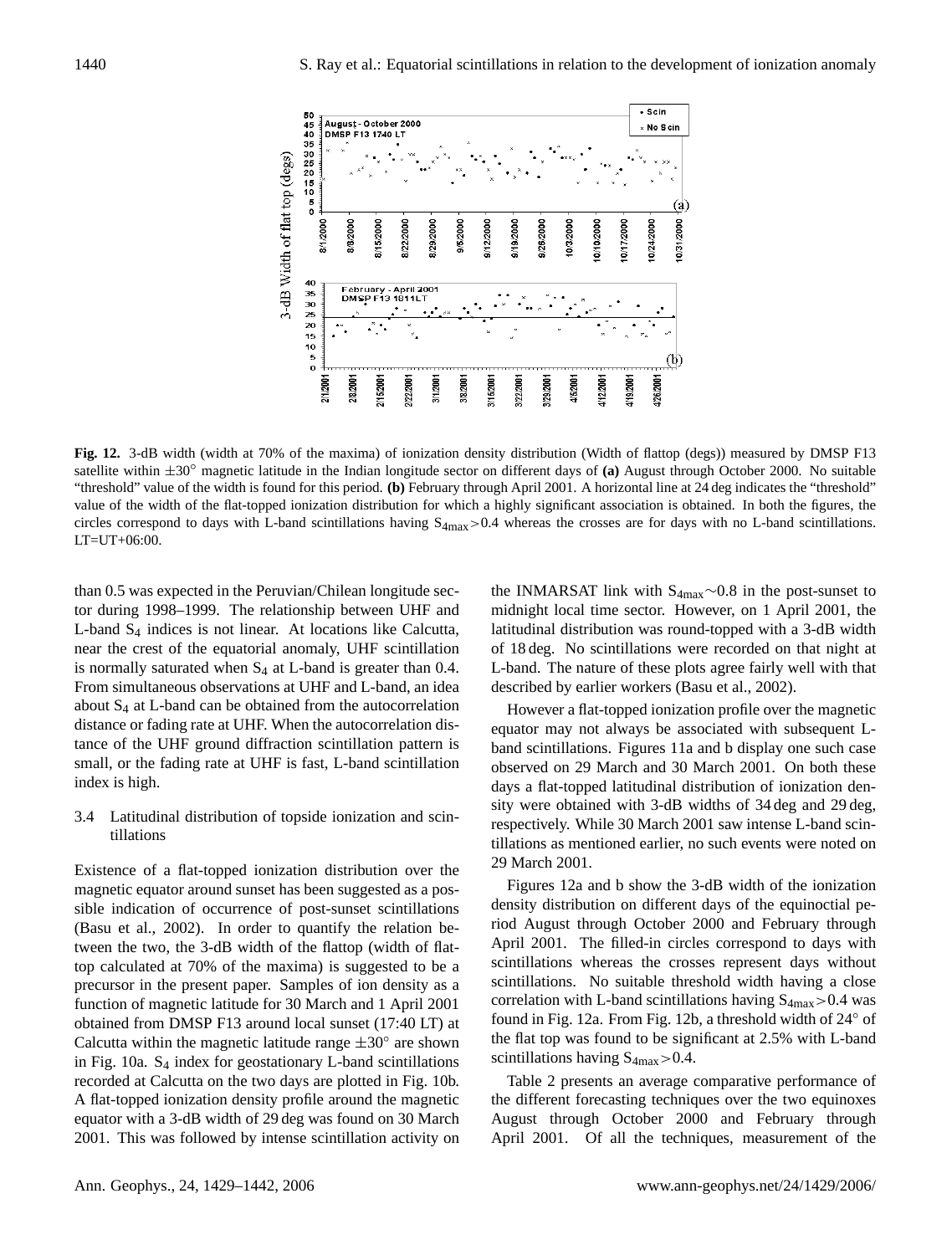**Fig. 12.** 3-dB width (width at 70% of the maxima) of ionization density distribution (Width of flattop (degs)) measured by DMSP F13 satellite within ±30° magnetic latitude in the Indian longitude sector on different days of **(a)** August through October 2000. No suitable "threshold" value of the width is found for this period. **(b)** February through April 2001. A horizontal line at 24 deg indicates the "threshold" value of the width of the flat-topped ionization distribution for which a highly significant association is obtained. In both the figures, the circles correspond to days with L-band scintillations having $S_{4max}>0.4$ whereas the crosses are for days with no L-band scintillations. LT=UT+06:00.

than 0.5 was expected in the Peruvian/Chilean longitude sector during 1998–1999. The relationship between UHF and L-band $S_4$ indices is not linear. At locations like Calcutta, near the crest of the equatorial anomaly, UHF scintillation is normally saturated when $S_4$ at L-band is greater than 0.4. From simultaneous observations at UHF and L-band, an idea about $S_4$ at L-band can be obtained from the autocorrelation distance or fading rate at UHF. When the autocorrelation distance of the UHF ground diffraction scintillation pattern is small, or the fading rate at UHF is fast, L-band scintillation index is high.

### 3.4 Latitudinal distribution of topside ionization and scintillations

Existence of a flat-topped ionization distribution over the magnetic equator around sunset has been suggested as a possible indication of occurrence of post-sunset scintillations (Basu et al., 2002). In order to quantify the relation between the two, the 3-dB width of the flattop (width of flattop calculated at 70% of the maxima) is suggested to be a precursor in the present paper. Samples of ion density as a function of magnetic latitude for 30 March and 1 April 2001 obtained from DMSP F13 around local sunset (17:40 LT) at Calcutta within the magnetic latitude range ±30° are shown in Fig. 10a. $S_4$ index for geostationary L-band scintillations recorded at Calcutta on the two days are plotted in Fig. 10b. A flat-topped ionization density profile around the magnetic equator with a 3-dB width of 29 deg was found on 30 March 2001. This was followed by intense scintillation activity on the INMARSAT link with $S_{4max}\sim0.8$ in the post-sunset to midnight local time sector. However, on 1 April 2001, the latitudinal distribution was round-topped with a 3-dB width of 18 deg. No scintillations were recorded on that night at L-band. The nature of these plots agree fairly well with that described by earlier workers (Basu et al., 2002).

However a flat-topped ionization profile over the magnetic equator may not always be associated with subsequent L-band scintillations. Figures 11a and b display one such case observed on 29 March and 30 March 2001. On both these days a flat-topped latitudinal distribution of ionization density were obtained with 3-dB widths of 34 deg and 29 deg, respectively. While 30 March 2001 saw intense L-band scintillations as mentioned earlier, no such events were noted on 29 March 2001.

Figures 12a and b show the 3-dB width of the ionization density distribution on different days of the equinoctial period August through October 2000 and February through April 2001. The filled-in circles correspond to days with scintillations whereas the crosses represent days without scintillations. No suitable threshold width having a close correlation with L-band scintillations having $S_{4max}>0.4$ was found in Fig. 12a. From Fig. 12b, a threshold width of 24° of the flat top was found to be significant at 2.5% with L-band scintillations having $S_{4max}>0.4$.

Table 2 presents an average comparative performance of the different forecasting techniques over the two equinoxes August through October 2000 and February through April 2001. Of all the techniques, measurement of the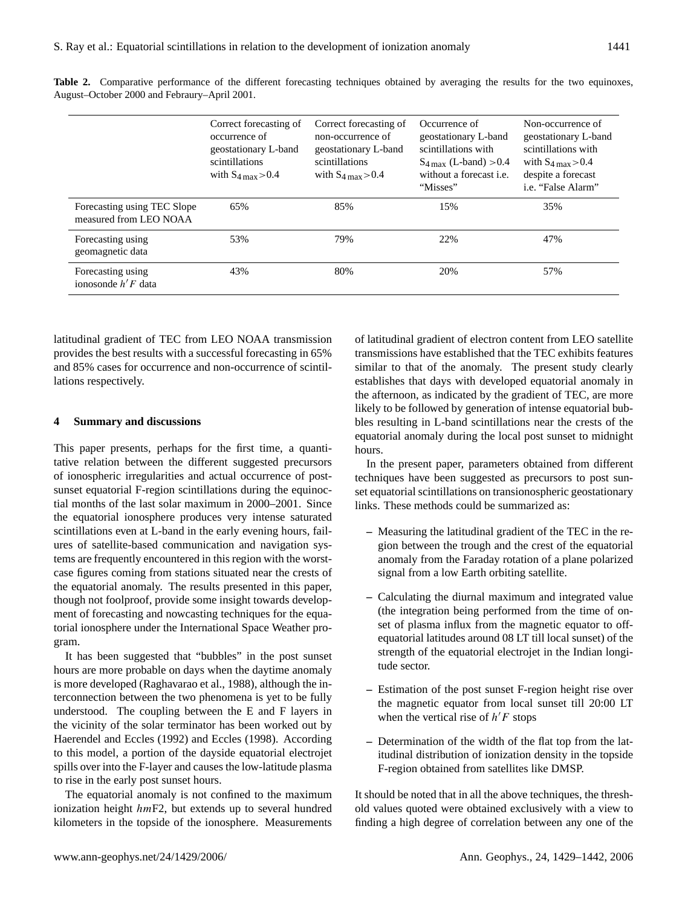**Table 2.** Comparative performance of the different forecasting techniques obtained by averaging the results for the two equinoxes, August–October 2000 and Febraury–April 2001.

| | Correct forecasting of occurrence of geostationary L-band scintillations with $S_{4\,max}>0.4$ | Correct forecasting of non-occurrence of geostationary L-band scintillations with $S_{4\,max}>0.4$ | Occurrence of geostationary L-band scintillations with $S_{4\,max}$ (L-band) $>0.4$ without a forecast i.e. "Misses" | Non-occurrence of geostationary L-band scintillations with $S_{4\,max}>0.4$ despite a forecast i.e. "False Alarm" |
|---|---|---|---|---|
| Forecasting using TEC Slope measured from LEO NOAA | 65% | 85% | 15% | 35% |
| Forecasting using geomagnetic data | 53% | 79% | 22% | 47% |
| Forecasting using ionosonde $h'F$ data | 43% | 80% | 20% | 57% |

latitudinal gradient of TEC from LEO NOAA transmission provides the best results with a successful forecasting in 65% and 85% cases for occurrence and non-occurrence of scintillations respectively.

## 4 Summary and discussions

This paper presents, perhaps for the first time, a quantitative relation between the different suggested precursors of ionospheric irregularities and actual occurrence of post-sunset equatorial F-region scintillations during the equinoctial months of the last solar maximum in 2000–2001. Since the equatorial ionosphere produces very intense saturated scintillations even at L-band in the early evening hours, failures of satellite-based communication and navigation systems are frequently encountered in this region with the worst-case figures coming from stations situated near the crests of the equatorial anomaly. The results presented in this paper, though not foolproof, provide some insight towards development of forecasting and nowcasting techniques for the equatorial ionosphere under the International Space Weather program.

It has been suggested that "bubbles" in the post sunset hours are more probable on days when the daytime anomaly is more developed (Raghavarao et al., 1988), although the interconnection between the two phenomena is yet to be fully understood. The coupling between the E and F layers in the vicinity of the solar terminator has been worked out by Haerendel and Eccles (1992) and Eccles (1998). According to this model, a portion of the dayside equatorial electrojet spills over into the F-layer and causes the low-latitude plasma to rise in the early post sunset hours.

The equatorial anomaly is not confined to the maximum ionization height $hm$F2, but extends up to several hundred kilometers in the topside of the ionosphere. Measurements of latitudinal gradient of electron content from LEO satellite transmissions have established that the TEC exhibits features similar to that of the anomaly. The present study clearly establishes that days with developed equatorial anomaly in the afternoon, as indicated by the gradient of TEC, are more likely to be followed by generation of intense equatorial bubbles resulting in L-band scintillations near the crests of the equatorial anomaly during the local post sunset to midnight hours.

In the present paper, parameters obtained from different techniques have been suggested as precursors to post sunset equatorial scintillations on transionospheric geostationary links. These methods could be summarized as:

- Measuring the latitudinal gradient of the TEC in the region between the trough and the crest of the equatorial anomaly from the Faraday rotation of a plane polarized signal from a low Earth orbiting satellite.
- Calculating the diurnal maximum and integrated value (the integration being performed from the time of onset of plasma influx from the magnetic equator to off-equatorial latitudes around 08 LT till local sunset) of the strength of the equatorial electrojet in the Indian longitude sector.
- Estimation of the post sunset F-region height rise over the magnetic equator from local sunset till 20:00 LT when the vertical rise of $h'F$ stops
- Determination of the width of the flat top from the latitudinal distribution of ionization density in the topside F-region obtained from satellites like DMSP.

It should be noted that in all the above techniques, the threshold values quoted were obtained exclusively with a view to finding a high degree of correlation between any one of the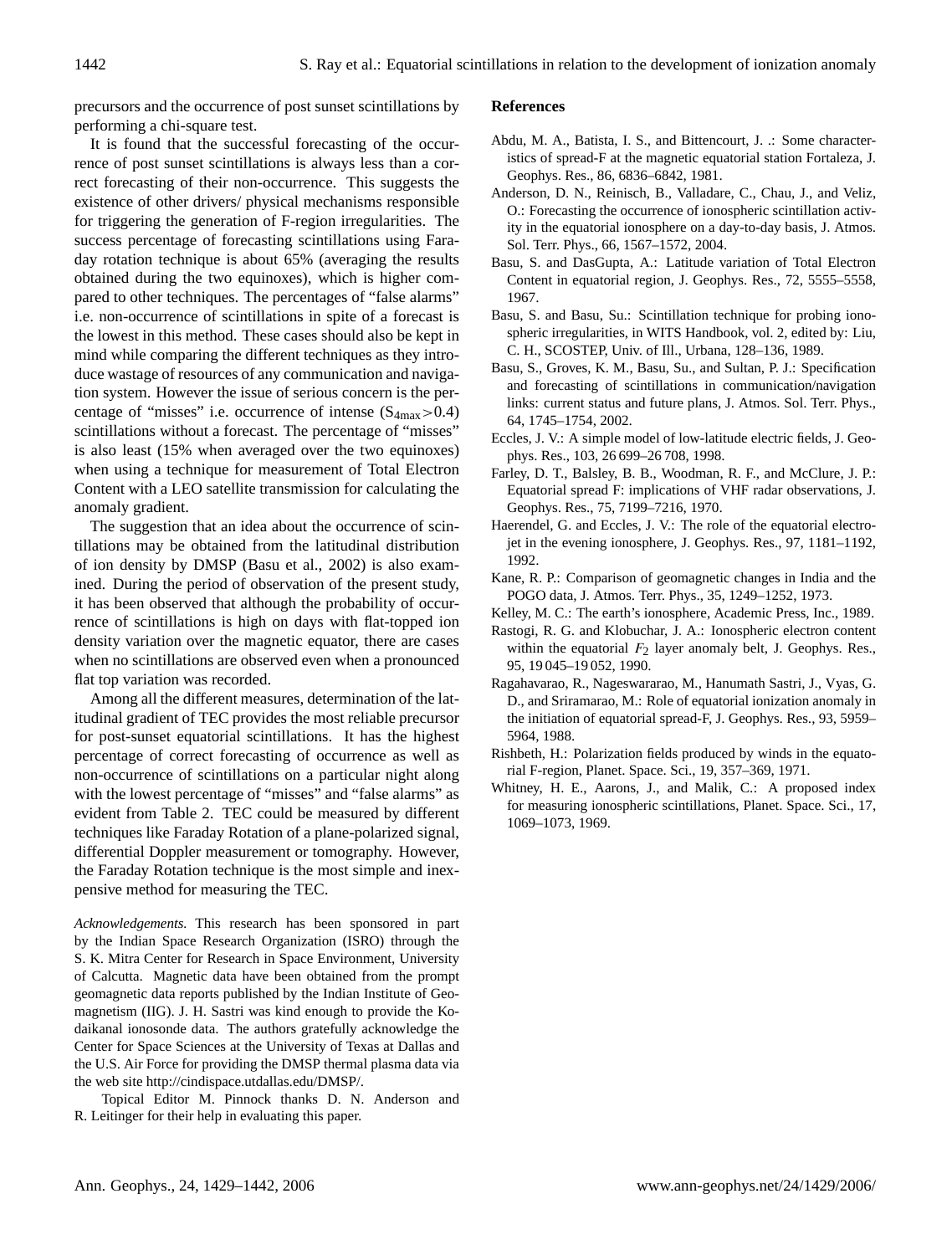precursors and the occurrence of post sunset scintillations by performing a chi-square test.

It is found that the successful forecasting of the occurrence of post sunset scintillations is always less than a correct forecasting of their non-occurrence. This suggests the existence of other drivers/ physical mechanisms responsible for triggering the generation of F-region irregularities. The success percentage of forecasting scintillations using Faraday rotation technique is about 65% (averaging the results obtained during the two equinoxes), which is higher compared to other techniques. The percentages of "false alarms" i.e. non-occurrence of scintillations in spite of a forecast is the lowest in this method. These cases should also be kept in mind while comparing the different techniques as they introduce wastage of resources of any communication and navigation system. However the issue of serious concern is the percentage of "misses" i.e. occurrence of intense ($S_{4\max}>0.4$) scintillations without a forecast. The percentage of "misses" is also least (15% when averaged over the two equinoxes) when using a technique for measurement of Total Electron Content with a LEO satellite transmission for calculating the anomaly gradient.

The suggestion that an idea about the occurrence of scintillations may be obtained from the latitudinal distribution of ion density by DMSP (Basu et al., 2002) is also examined. During the period of observation of the present study, it has been observed that although the probability of occurrence of scintillations is high on days with flat-topped ion density variation over the magnetic equator, there are cases when no scintillations are observed even when a pronounced flat top variation was recorded.

Among all the different measures, determination of the latitudinal gradient of TEC provides the most reliable precursor for post-sunset equatorial scintillations. It has the highest percentage of correct forecasting of occurrence as well as non-occurrence of scintillations on a particular night along with the lowest percentage of "misses" and "false alarms" as evident from Table 2. TEC could be measured by different techniques like Faraday Rotation of a plane-polarized signal, differential Doppler measurement or tomography. However, the Faraday Rotation technique is the most simple and inexpensive method for measuring the TEC.

*Acknowledgements.* This research has been sponsored in part by the Indian Space Research Organization (ISRO) through the S. K. Mitra Center for Research in Space Environment, University of Calcutta. Magnetic data have been obtained from the prompt geomagnetic data reports published by the Indian Institute of Geomagnetism (IIG). J. H. Sastri was kind enough to provide the Kodaikanal ionosonde data. The authors gratefully acknowledge the Center for Space Sciences at the University of Texas at Dallas and the U.S. Air Force for providing the DMSP thermal plasma data via the web site http://cindispace.utdallas.edu/DMSP/.

Topical Editor M. Pinnock thanks D. N. Anderson and R. Leitinger for their help in evaluating this paper.

## References

Abdu, M. A., Batista, I. S., and Bittencourt, J. .: Some characteristics of spread-F at the magnetic equatorial station Fortaleza, J. Geophys. Res., 86, 6836–6842, 1981.

Anderson, D. N., Reinisch, B., Valladare, C., Chau, J., and Veliz, O.: Forecasting the occurrence of ionospheric scintillation activity in the equatorial ionosphere on a day-to-day basis, J. Atmos. Sol. Terr. Phys., 66, 1567–1572, 2004.

Basu, S. and DasGupta, A.: Latitude variation of Total Electron Content in equatorial region, J. Geophys. Res., 72, 5555–5558, 1967.

Basu, S. and Basu, Su.: Scintillation technique for probing ionospheric irregularities, in WITS Handbook, vol. 2, edited by: Liu, C. H., SCOSTEP, Univ. of Ill., Urbana, 128–136, 1989.

Basu, S., Groves, K. M., Basu, Su., and Sultan, P. J.: Specification and forecasting of scintillations in communication/navigation links: current status and future plans, J. Atmos. Sol. Terr. Phys., 64, 1745–1754, 2002.

Eccles, J. V.: A simple model of low-latitude electric fields, J. Geophys. Res., 103, 26 699–26 708, 1998.

Farley, D. T., Balsley, B. B., Woodman, R. F., and McClure, J. P.: Equatorial spread F: implications of VHF radar observations, J. Geophys. Res., 75, 7199–7216, 1970.

Haerendel, G. and Eccles, J. V.: The role of the equatorial electrojet in the evening ionosphere, J. Geophys. Res., 97, 1181–1192, 1992.

Kane, R. P.: Comparison of geomagnetic changes in India and the POGO data, J. Atmos. Terr. Phys., 35, 1249–1252, 1973.

Kelley, M. C.: The earth's ionosphere, Academic Press, Inc., 1989.

Rastogi, R. G. and Klobuchar, J. A.: Ionospheric electron content within the equatorial $F_2$ layer anomaly belt, J. Geophys. Res., 95, 19 045–19 052, 1990.

Ragahavarao, R., Nageswararao, M., Hanumath Sastri, J., Vyas, G. D., and Sriramarao, M.: Role of equatorial ionization anomaly in the initiation of equatorial spread-F, J. Geophys. Res., 93, 5959–5964, 1988.

Rishbeth, H.: Polarization fields produced by winds in the equatorial F-region, Planet. Space. Sci., 19, 357–369, 1971.

Whitney, H. E., Aarons, J., and Malik, C.: A proposed index for measuring ionospheric scintillations, Planet. Space. Sci., 17, 1069–1073, 1969.